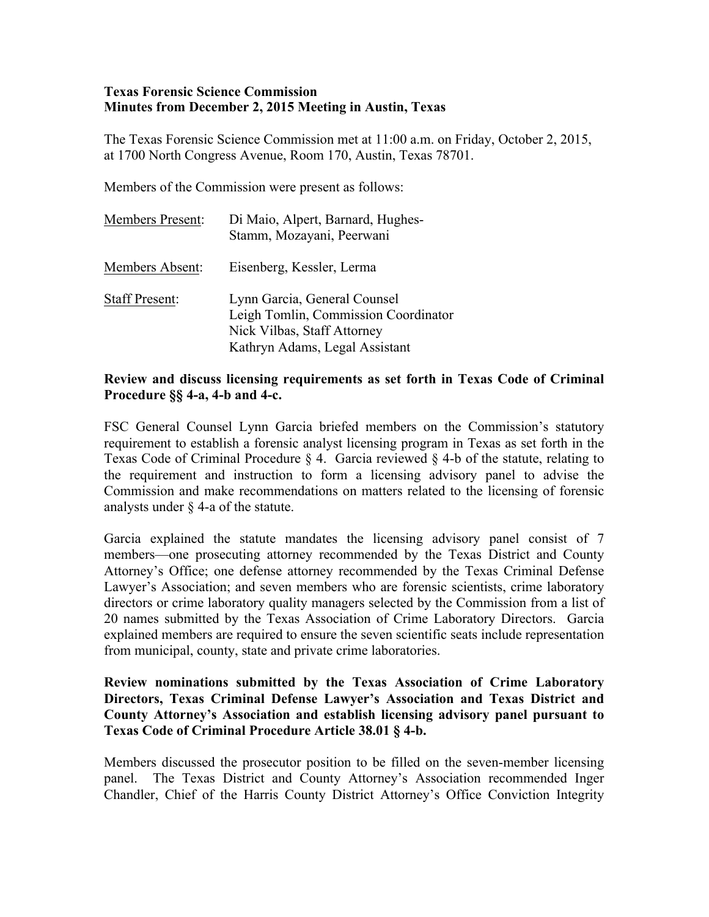**Texas Forensic Science Commission**
**Minutes from December 2, 2015 Meeting in Austin, Texas**

The Texas Forensic Science Commission met at 11:00 a.m. on Friday, October 2, 2015, at 1700 North Congress Avenue, Room 170, Austin, Texas 78701.

Members of the Commission were present as follows:

| | |
|---|---|
| Members Present: | Di Maio, Alpert, Barnard, Hughes-Stamm, Mozayani, Peerwani |
| Members Absent: | Eisenberg, Kessler, Lerma |
| Staff Present: | Lynn Garcia, General Counsel<br>Leigh Tomlin, Commission Coordinator<br>Nick Vilbas, Staff Attorney<br>Kathryn Adams, Legal Assistant |

**Review and discuss licensing requirements as set forth in Texas Code of Criminal Procedure §§ 4-a, 4-b and 4-c.**

FSC General Counsel Lynn Garcia briefed members on the Commission's statutory requirement to establish a forensic analyst licensing program in Texas as set forth in the Texas Code of Criminal Procedure § 4. Garcia reviewed § 4-b of the statute, relating to the requirement and instruction to form a licensing advisory panel to advise the Commission and make recommendations on matters related to the licensing of forensic analysts under § 4-a of the statute.

Garcia explained the statute mandates the licensing advisory panel consist of 7 members—one prosecuting attorney recommended by the Texas District and County Attorney's Office; one defense attorney recommended by the Texas Criminal Defense Lawyer's Association; and seven members who are forensic scientists, crime laboratory directors or crime laboratory quality managers selected by the Commission from a list of 20 names submitted by the Texas Association of Crime Laboratory Directors. Garcia explained members are required to ensure the seven scientific seats include representation from municipal, county, state and private crime laboratories.

**Review nominations submitted by the Texas Association of Crime Laboratory Directors, Texas Criminal Defense Lawyer's Association and Texas District and County Attorney's Association and establish licensing advisory panel pursuant to Texas Code of Criminal Procedure Article 38.01 § 4-b.**

Members discussed the prosecutor position to be filled on the seven-member licensing panel. The Texas District and County Attorney's Association recommended Inger Chandler, Chief of the Harris County District Attorney's Office Conviction Integrity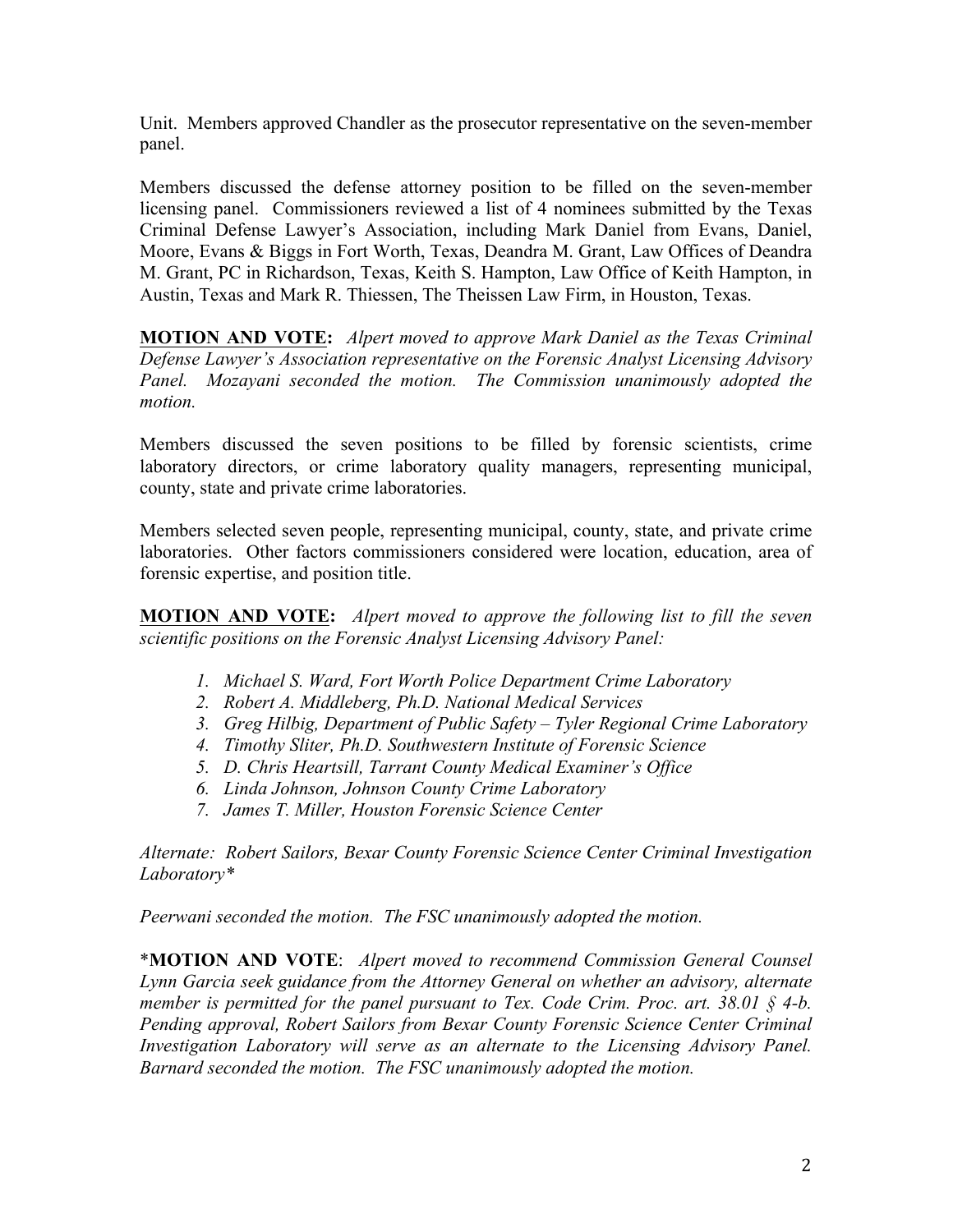Unit. Members approved Chandler as the prosecutor representative on the seven-member panel.

Members discussed the defense attorney position to be filled on the seven-member licensing panel. Commissioners reviewed a list of 4 nominees submitted by the Texas Criminal Defense Lawyer's Association, including Mark Daniel from Evans, Daniel, Moore, Evans & Biggs in Fort Worth, Texas, Deandra M. Grant, Law Offices of Deandra M. Grant, PC in Richardson, Texas, Keith S. Hampton, Law Office of Keith Hampton, in Austin, Texas and Mark R. Thiessen, The Theissen Law Firm, in Houston, Texas.

**MOTION AND VOTE:** *Alpert moved to approve Mark Daniel as the Texas Criminal Defense Lawyer's Association representative on the Forensic Analyst Licensing Advisory Panel. Mozayani seconded the motion. The Commission unanimously adopted the motion.*

Members discussed the seven positions to be filled by forensic scientists, crime laboratory directors, or crime laboratory quality managers, representing municipal, county, state and private crime laboratories.

Members selected seven people, representing municipal, county, state, and private crime laboratories. Other factors commissioners considered were location, education, area of forensic expertise, and position title.

**MOTION AND VOTE:** *Alpert moved to approve the following list to fill the seven scientific positions on the Forensic Analyst Licensing Advisory Panel:*

1. *Michael S. Ward, Fort Worth Police Department Crime Laboratory*
2. *Robert A. Middleberg, Ph.D. National Medical Services*
3. *Greg Hilbig, Department of Public Safety – Tyler Regional Crime Laboratory*
4. *Timothy Sliter, Ph.D. Southwestern Institute of Forensic Science*
5. *D. Chris Heartsill, Tarrant County Medical Examiner's Office*
6. *Linda Johnson, Johnson County Crime Laboratory*
7. *James T. Miller, Houston Forensic Science Center*

*Alternate: Robert Sailors, Bexar County Forensic Science Center Criminal Investigation Laboratory**

*Peerwani seconded the motion. The FSC unanimously adopted the motion.*

\***MOTION AND VOTE**: *Alpert moved to recommend Commission General Counsel Lynn Garcia seek guidance from the Attorney General on whether an advisory, alternate member is permitted for the panel pursuant to Tex. Code Crim. Proc. art. 38.01 § 4-b. Pending approval, Robert Sailors from Bexar County Forensic Science Center Criminal Investigation Laboratory will serve as an alternate to the Licensing Advisory Panel. Barnard seconded the motion. The FSC unanimously adopted the motion.*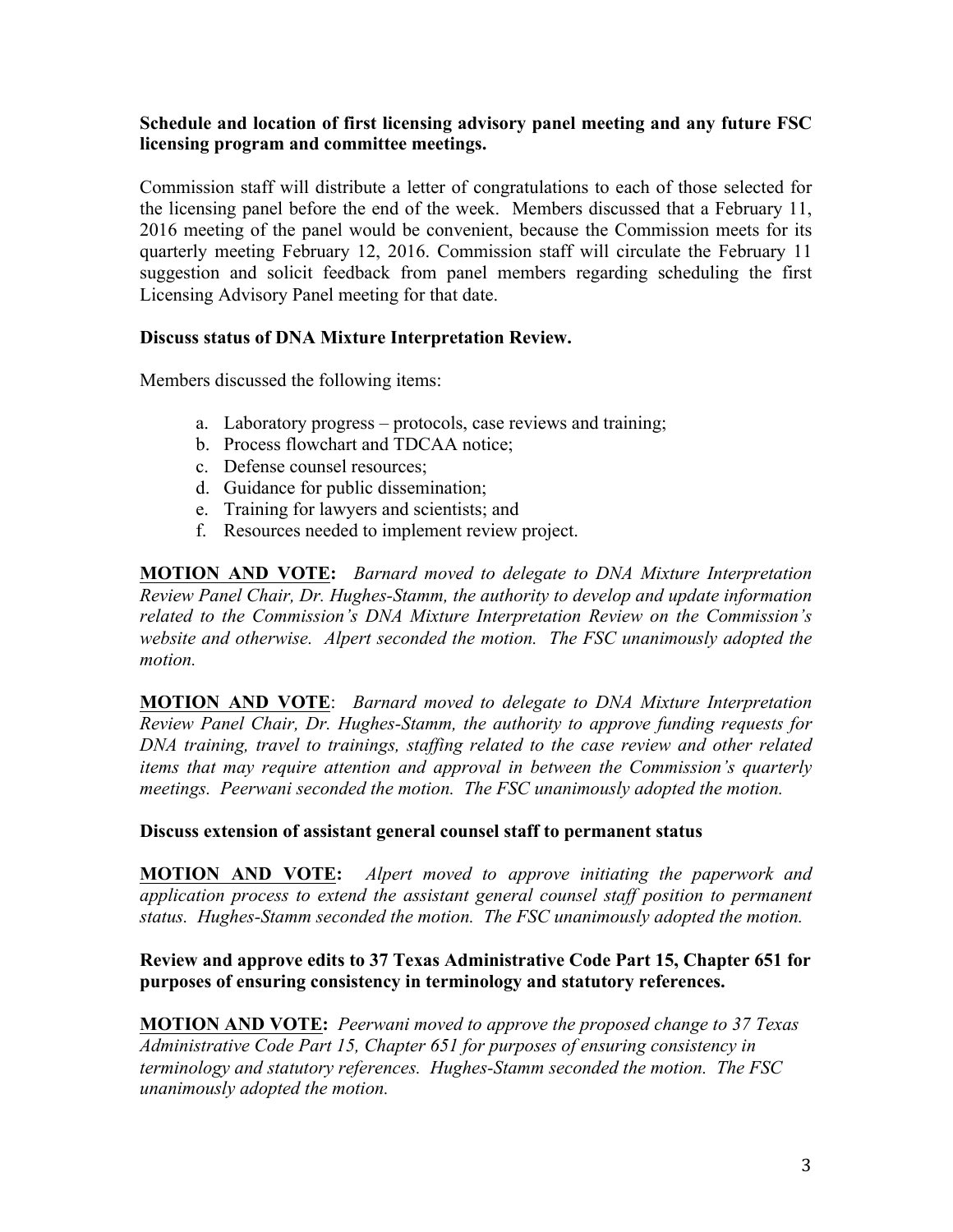**Schedule and location of first licensing advisory panel meeting and any future FSC licensing program and committee meetings.**

Commission staff will distribute a letter of congratulations to each of those selected for the licensing panel before the end of the week. Members discussed that a February 11, 2016 meeting of the panel would be convenient, because the Commission meets for its quarterly meeting February 12, 2016. Commission staff will circulate the February 11 suggestion and solicit feedback from panel members regarding scheduling the first Licensing Advisory Panel meeting for that date.

**Discuss status of DNA Mixture Interpretation Review.**

Members discussed the following items:

a. Laboratory progress – protocols, case reviews and training;
b. Process flowchart and TDCAA notice;
c. Defense counsel resources;
d. Guidance for public dissemination;
e. Training for lawyers and scientists; and
f. Resources needed to implement review project.

**MOTION AND VOTE:** *Barnard moved to delegate to DNA Mixture Interpretation Review Panel Chair, Dr. Hughes-Stamm, the authority to develop and update information related to the Commission's DNA Mixture Interpretation Review on the Commission's website and otherwise. Alpert seconded the motion. The FSC unanimously adopted the motion.*

**MOTION AND VOTE**: *Barnard moved to delegate to DNA Mixture Interpretation Review Panel Chair, Dr. Hughes-Stamm, the authority to approve funding requests for DNA training, travel to trainings, staffing related to the case review and other related items that may require attention and approval in between the Commission's quarterly meetings. Peerwani seconded the motion. The FSC unanimously adopted the motion.*

**Discuss extension of assistant general counsel staff to permanent status**

**MOTION AND VOTE:** *Alpert moved to approve initiating the paperwork and application process to extend the assistant general counsel staff position to permanent status. Hughes-Stamm seconded the motion. The FSC unanimously adopted the motion.*

**Review and approve edits to 37 Texas Administrative Code Part 15, Chapter 651 for purposes of ensuring consistency in terminology and statutory references.**

**MOTION AND VOTE:** *Peerwani moved to approve the proposed change to 37 Texas Administrative Code Part 15, Chapter 651 for purposes of ensuring consistency in terminology and statutory references. Hughes-Stamm seconded the motion. The FSC unanimously adopted the motion.*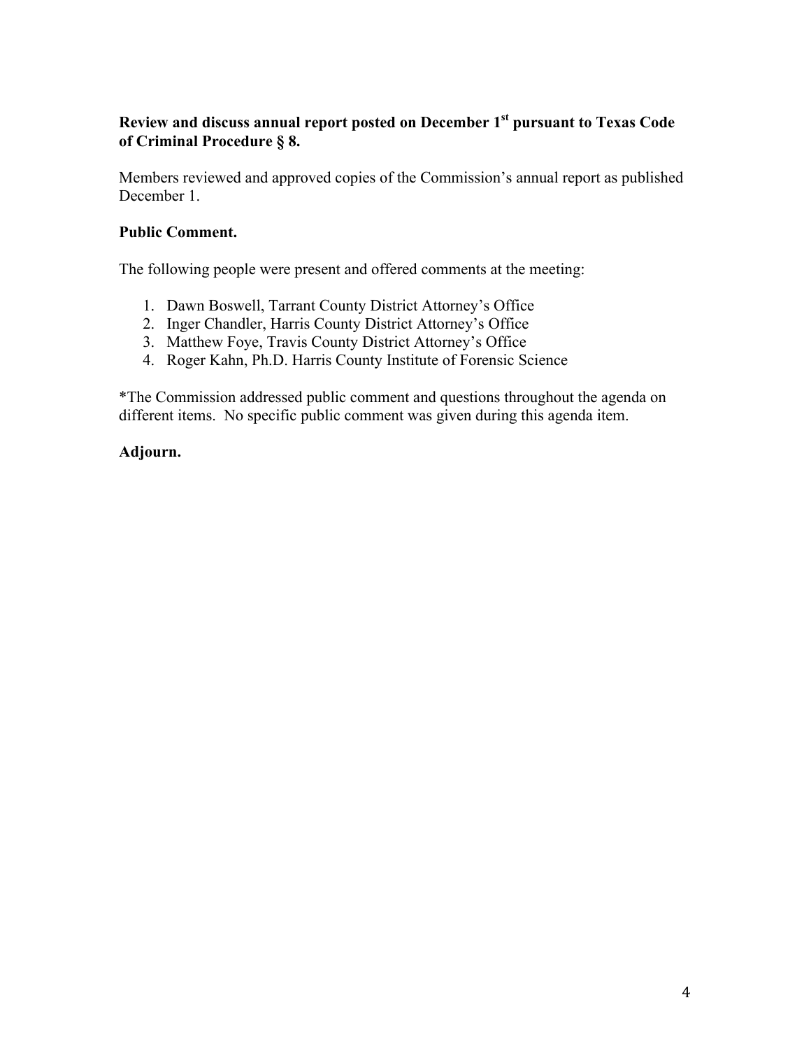**Review and discuss annual report posted on December 1st pursuant to Texas Code of Criminal Procedure § 8.**

Members reviewed and approved copies of the Commission's annual report as published December 1.

**Public Comment.**

The following people were present and offered comments at the meeting:

1. Dawn Boswell, Tarrant County District Attorney's Office
2. Inger Chandler, Harris County District Attorney's Office
3. Matthew Foye, Travis County District Attorney's Office
4. Roger Kahn, Ph.D. Harris County Institute of Forensic Science

*The Commission addressed public comment and questions throughout the agenda on different items. No specific public comment was given during this agenda item.

**Adjourn.**